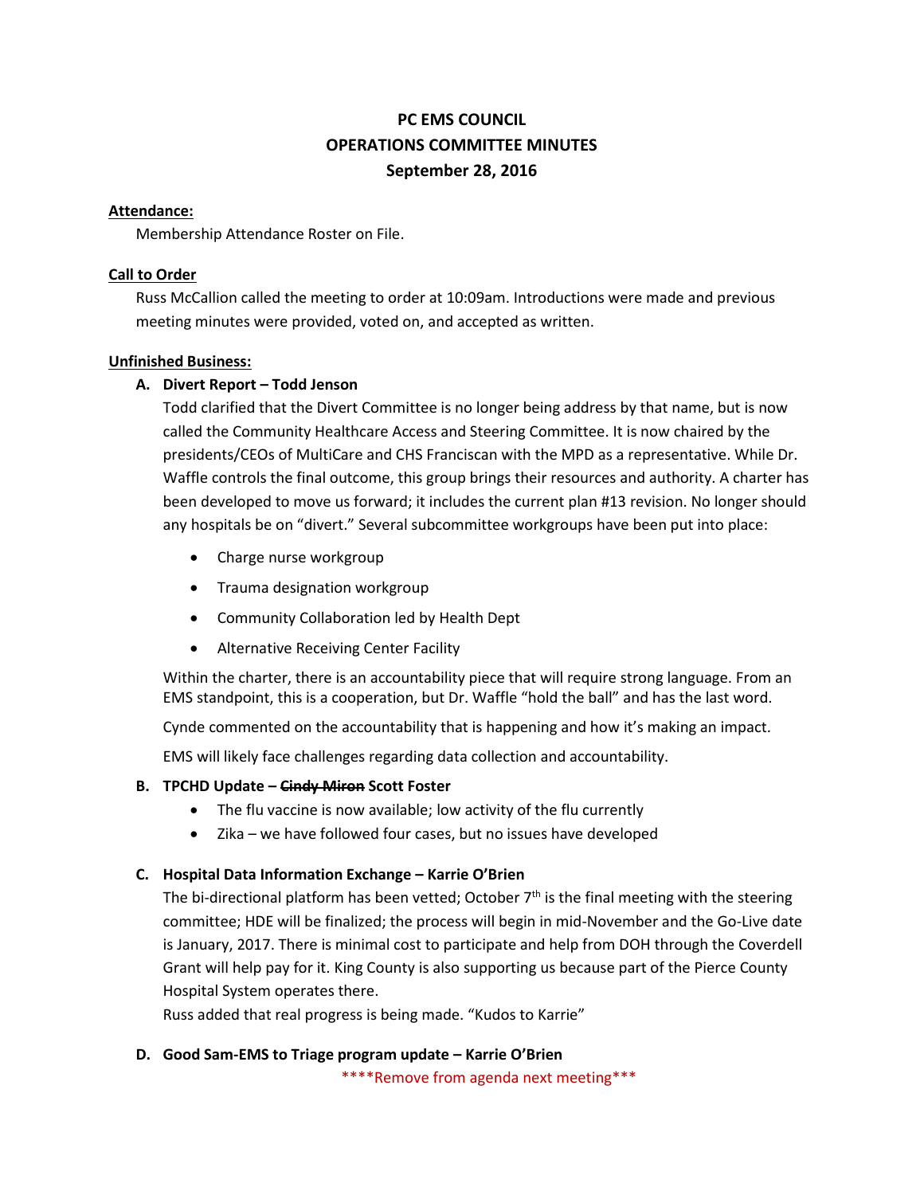# PC EMS COUNCIL
# OPERATIONS COMMITTEE MINUTES
# September 28, 2016

**Attendance:**

Membership Attendance Roster on File.

**Call to Order**

Russ McCallion called the meeting to order at 10:09am. Introductions were made and previous meeting minutes were provided, voted on, and accepted as written.

**Unfinished Business:**

**A. Divert Report – Todd Jenson**

Todd clarified that the Divert Committee is no longer being address by that name, but is now called the Community Healthcare Access and Steering Committee. It is now chaired by the presidents/CEOs of MultiCare and CHS Franciscan with the MPD as a representative. While Dr. Waffle controls the final outcome, this group brings their resources and authority. A charter has been developed to move us forward; it includes the current plan #13 revision. No longer should any hospitals be on "divert." Several subcommittee workgroups have been put into place:

- Charge nurse workgroup
- Trauma designation workgroup
- Community Collaboration led by Health Dept
- Alternative Receiving Center Facility

Within the charter, there is an accountability piece that will require strong language. From an EMS standpoint, this is a cooperation, but Dr. Waffle "hold the ball" and has the last word.

Cynde commented on the accountability that is happening and how it's making an impact.

EMS will likely face challenges regarding data collection and accountability.

**B. TPCHD Update – ~~Cindy Miron~~ Scott Foster**

- The flu vaccine is now available; low activity of the flu currently
- Zika – we have followed four cases, but no issues have developed

**C. Hospital Data Information Exchange – Karrie O'Brien**

The bi-directional platform has been vetted; October 7th is the final meeting with the steering committee; HDE will be finalized; the process will begin in mid-November and the Go-Live date is January, 2017. There is minimal cost to participate and help from DOH through the Coverdell Grant will help pay for it. King County is also supporting us because part of the Pierce County Hospital System operates there.

Russ added that real progress is being made. "Kudos to Karrie"

**D. Good Sam-EMS to Triage program update – Karrie O'Brien**

****Remove from agenda next meeting***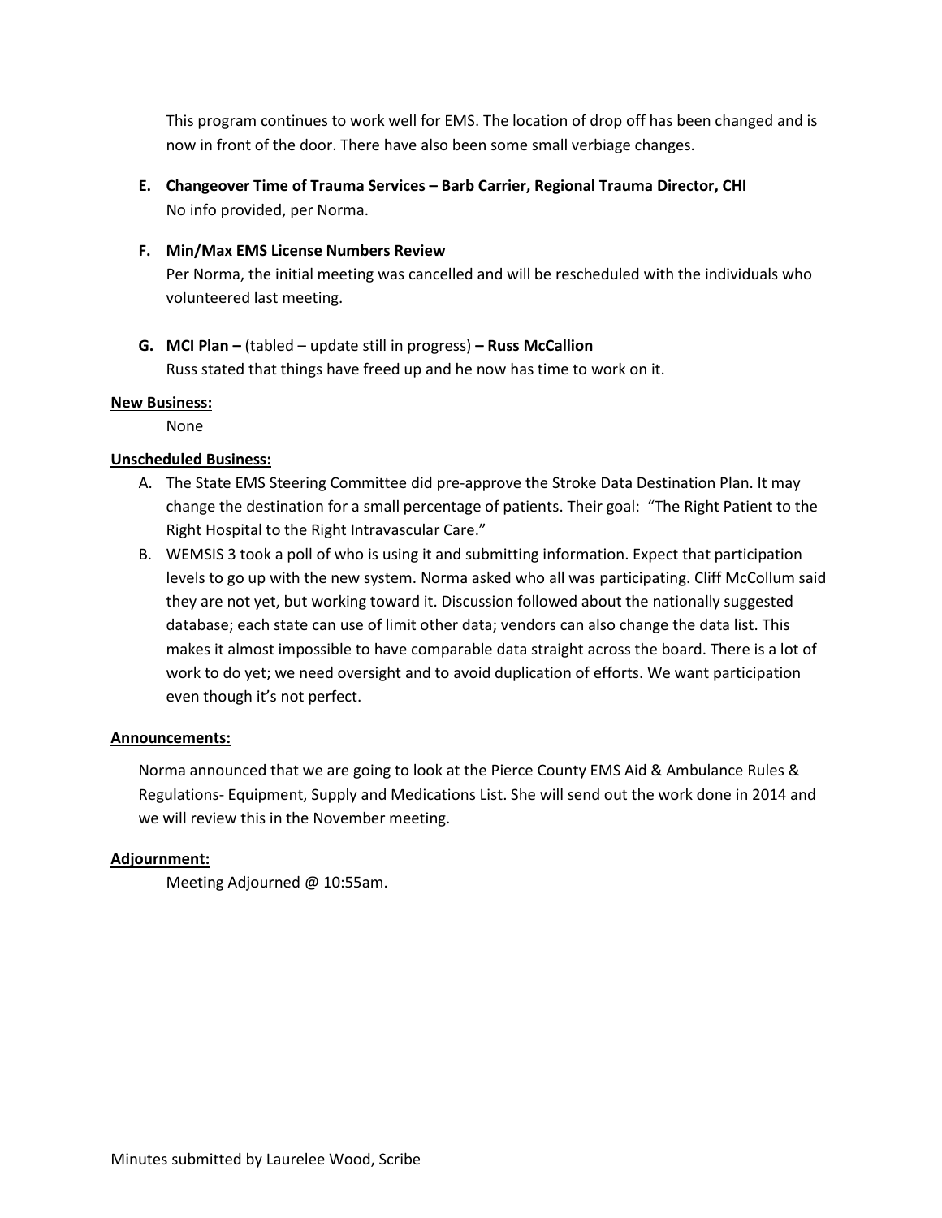This program continues to work well for EMS. The location of drop off has been changed and is now in front of the door. There have also been some small verbiage changes.

**E. Changeover Time of Trauma Services – Barb Carrier, Regional Trauma Director, CHI**
No info provided, per Norma.

**F. Min/Max EMS License Numbers Review**
Per Norma, the initial meeting was cancelled and will be rescheduled with the individuals who volunteered last meeting.

**G. MCI Plan –** (tabled – update still in progress) **– Russ McCallion**
Russ stated that things have freed up and he now has time to work on it.

**New Business:**

None

**Unscheduled Business:**

A. The State EMS Steering Committee did pre-approve the Stroke Data Destination Plan. It may change the destination for a small percentage of patients. Their goal: "The Right Patient to the Right Hospital to the Right Intravascular Care."
B. WEMSIS 3 took a poll of who is using it and submitting information. Expect that participation levels to go up with the new system. Norma asked who all was participating. Cliff McCollum said they are not yet, but working toward it. Discussion followed about the nationally suggested database; each state can use of limit other data; vendors can also change the data list. This makes it almost impossible to have comparable data straight across the board. There is a lot of work to do yet; we need oversight and to avoid duplication of efforts. We want participation even though it's not perfect.

**Announcements:**

Norma announced that we are going to look at the Pierce County EMS Aid & Ambulance Rules & Regulations- Equipment, Supply and Medications List. She will send out the work done in 2014 and we will review this in the November meeting.

**Adjournment:**

Meeting Adjourned @ 10:55am.

Minutes submitted by Laurelee Wood, Scribe